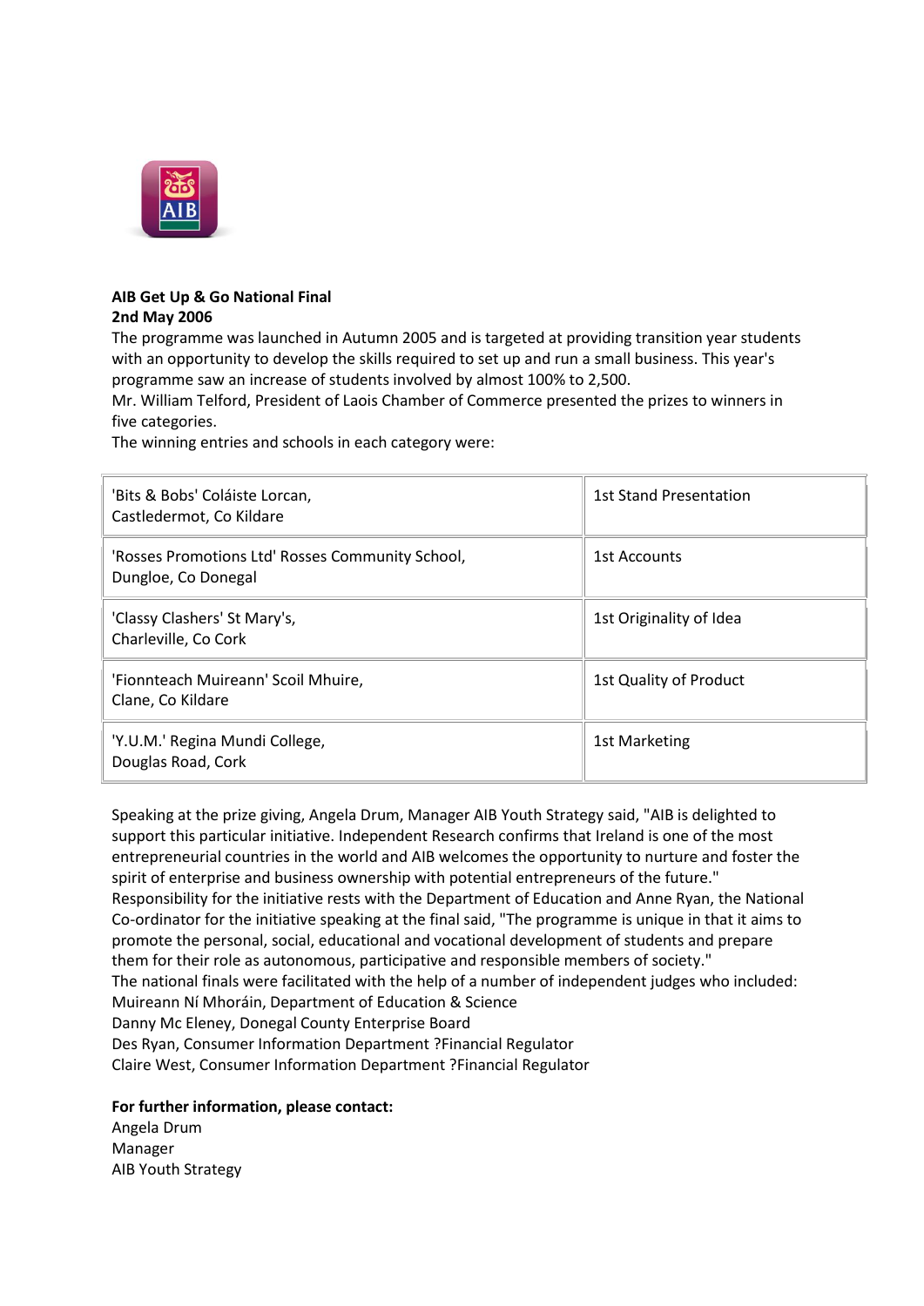**AIB Get Up & Go National Final**
**2nd May 2006**

The programme was launched in Autumn 2005 and is targeted at providing transition year students with an opportunity to develop the skills required to set up and run a small business. This year's programme saw an increase of students involved by almost 100% to 2,500.

Mr. William Telford, President of Laois Chamber of Commerce presented the prizes to winners in five categories.

The winning entries and schools in each category were:

| | |
|---|---|
| 'Bits & Bobs' Coláiste Lorcan, Castledermot, Co Kildare | 1st Stand Presentation |
| 'Rosses Promotions Ltd' Rosses Community School, Dungloe, Co Donegal | 1st Accounts |
| 'Classy Clashers' St Mary's, Charleville, Co Cork | 1st Originality of Idea |
| 'Fionnteach Muireann' Scoil Mhuire, Clane, Co Kildare | 1st Quality of Product |
| 'Y.U.M.' Regina Mundi College, Douglas Road, Cork | 1st Marketing |

Speaking at the prize giving, Angela Drum, Manager AIB Youth Strategy said, "AIB is delighted to support this particular initiative. Independent Research confirms that Ireland is one of the most entrepreneurial countries in the world and AIB welcomes the opportunity to nurture and foster the spirit of enterprise and business ownership with potential entrepreneurs of the future."

Responsibility for the initiative rests with the Department of Education and Anne Ryan, the National Co-ordinator for the initiative speaking at the final said, "The programme is unique in that it aims to promote the personal, social, educational and vocational development of students and prepare them for their role as autonomous, participative and responsible members of society."

The national finals were facilitated with the help of a number of independent judges who included:

Muireann Ní Mhoráin, Department of Education & Science

Danny Mc Eleney, Donegal County Enterprise Board

Des Ryan, Consumer Information Department ?Financial Regulator

Claire West, Consumer Information Department ?Financial Regulator

**For further information, please contact:**

Angela Drum

Manager

AIB Youth Strategy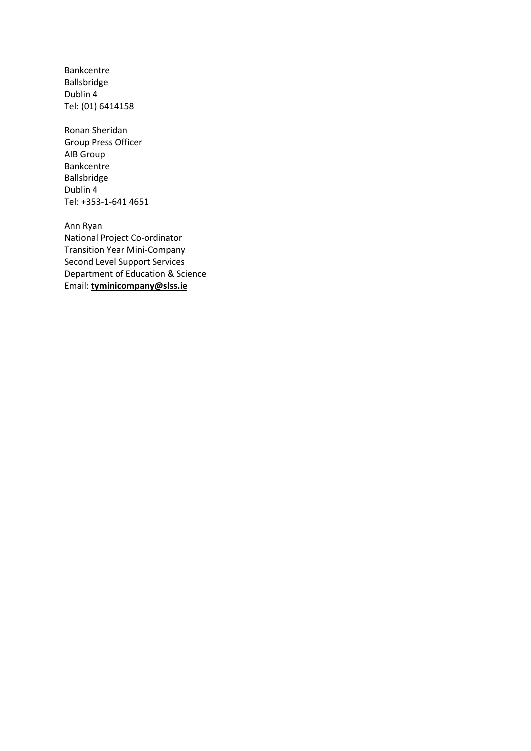Bankcentre
Ballsbridge
Dublin 4
Tel: (01) 6414158

Ronan Sheridan
Group Press Officer
AIB Group
Bankcentre
Ballsbridge
Dublin 4
Tel: +353-1-641 4651

Ann Ryan
National Project Co-ordinator
Transition Year Mini-Company
Second Level Support Services
Department of Education & Science
Email: **tyminicompany@slss.ie**